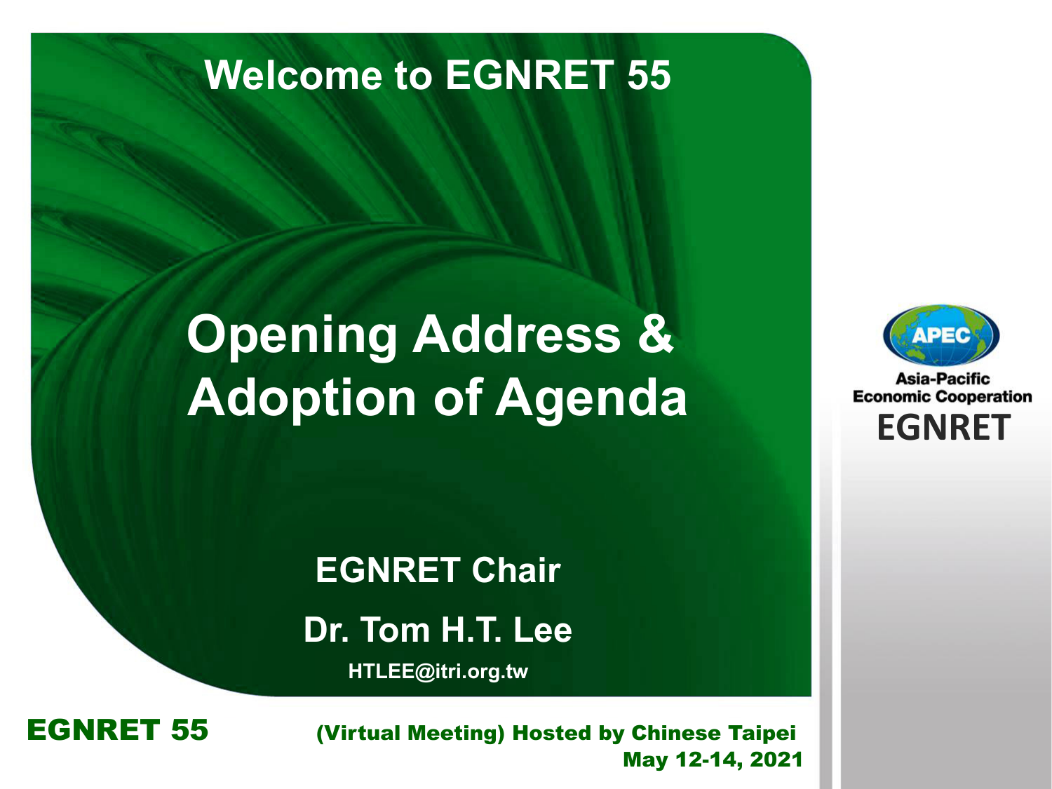# Welcome to EGNRET 55

# Opening Address & Adoption of Agenda

**EGNRET Chair**

**Dr. Tom H.T. Lee**

**HTLEE@itri.org.tw**

APEC
Asia-Pacific Economic Cooperation
EGNRET

**EGNRET 55**

**(Virtual Meeting) Hosted by Chinese Taipei**
**May 12-14, 2021**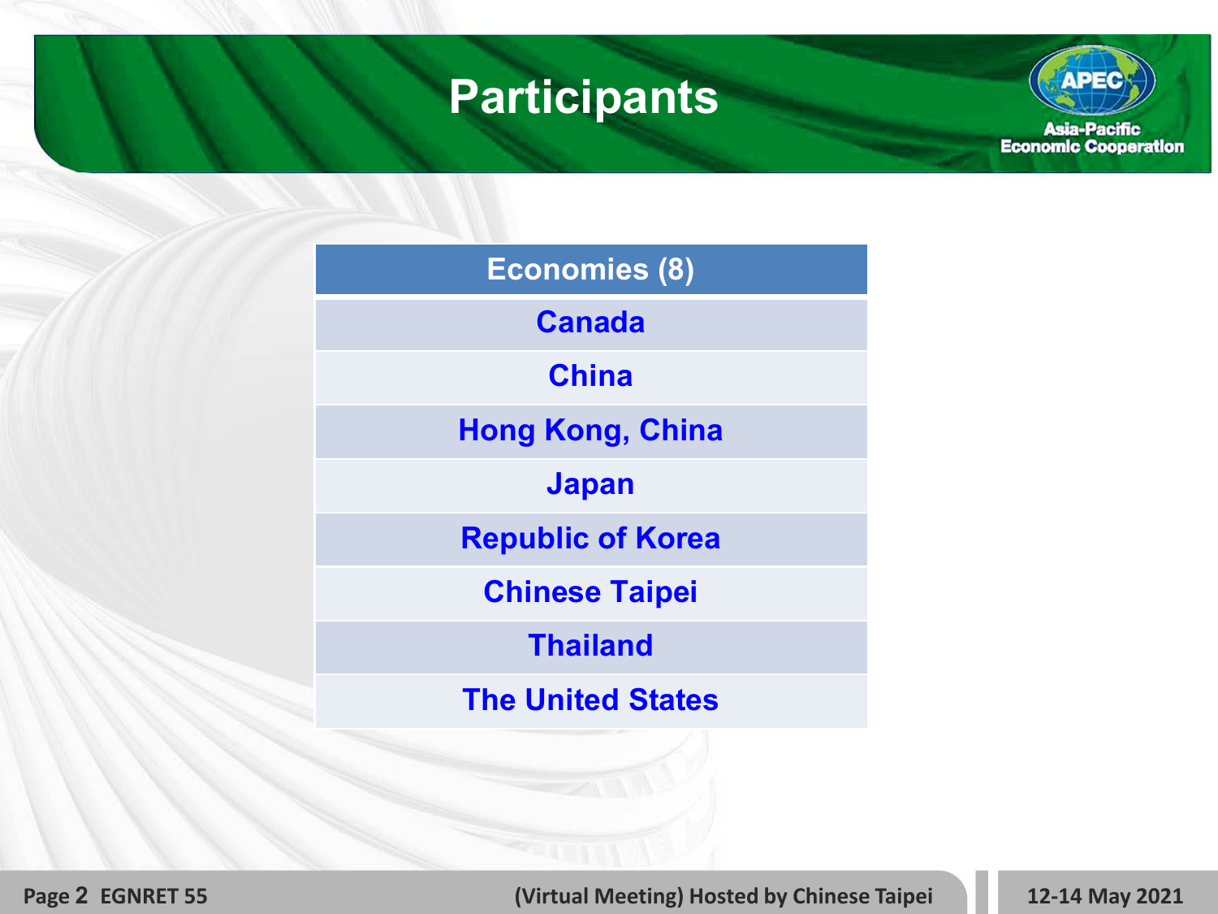# Participants

| Economies (8) |
| --- |
| Canada |
| China |
| Hong Kong, China |
| Japan |
| Republic of Korea |
| Chinese Taipei |
| Thailand |
| The United States |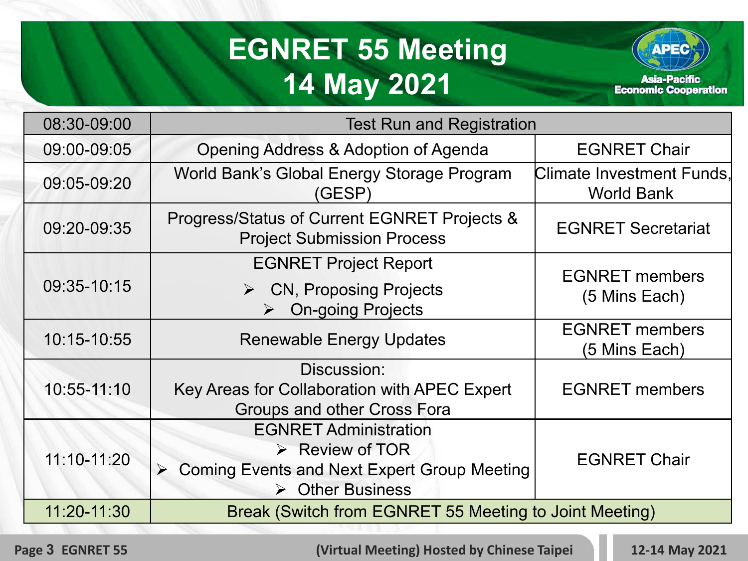# EGNRET 55 Meeting
# 14 May 2021

APEC Asia-Pacific Economic Cooperation

| | | |
|---|---|---|
| 08:30-09:00 | Test Run and Registration | |
| 09:00-09:05 | Opening Address & Adoption of Agenda | EGNRET Chair |
| 09:05-09:20 | World Bank's Global Energy Storage Program (GESP) | Climate Investment Funds, World Bank |
| 09:20-09:35 | Progress/Status of Current EGNRET Projects & Project Submission Process | EGNRET Secretariat |
| 09:35-10:15 | EGNRET Project Report<br>➢ CN, Proposing Projects<br>➢ On-going Projects | EGNRET members (5 Mins Each) |
| 10:15-10:55 | Renewable Energy Updates | EGNRET members (5 Mins Each) |
| 10:55-11:10 | Discussion:<br>Key Areas for Collaboration with APEC Expert Groups and other Cross Fora | EGNRET members |
| 11:10-11:20 | EGNRET Administration<br>➢ Review of TOR<br>➢ Coming Events and Next Expert Group Meeting<br>➢ Other Business | EGNRET Chair |
| 11:20-11:30 | Break (Switch from EGNRET 55 Meeting to Joint Meeting) | |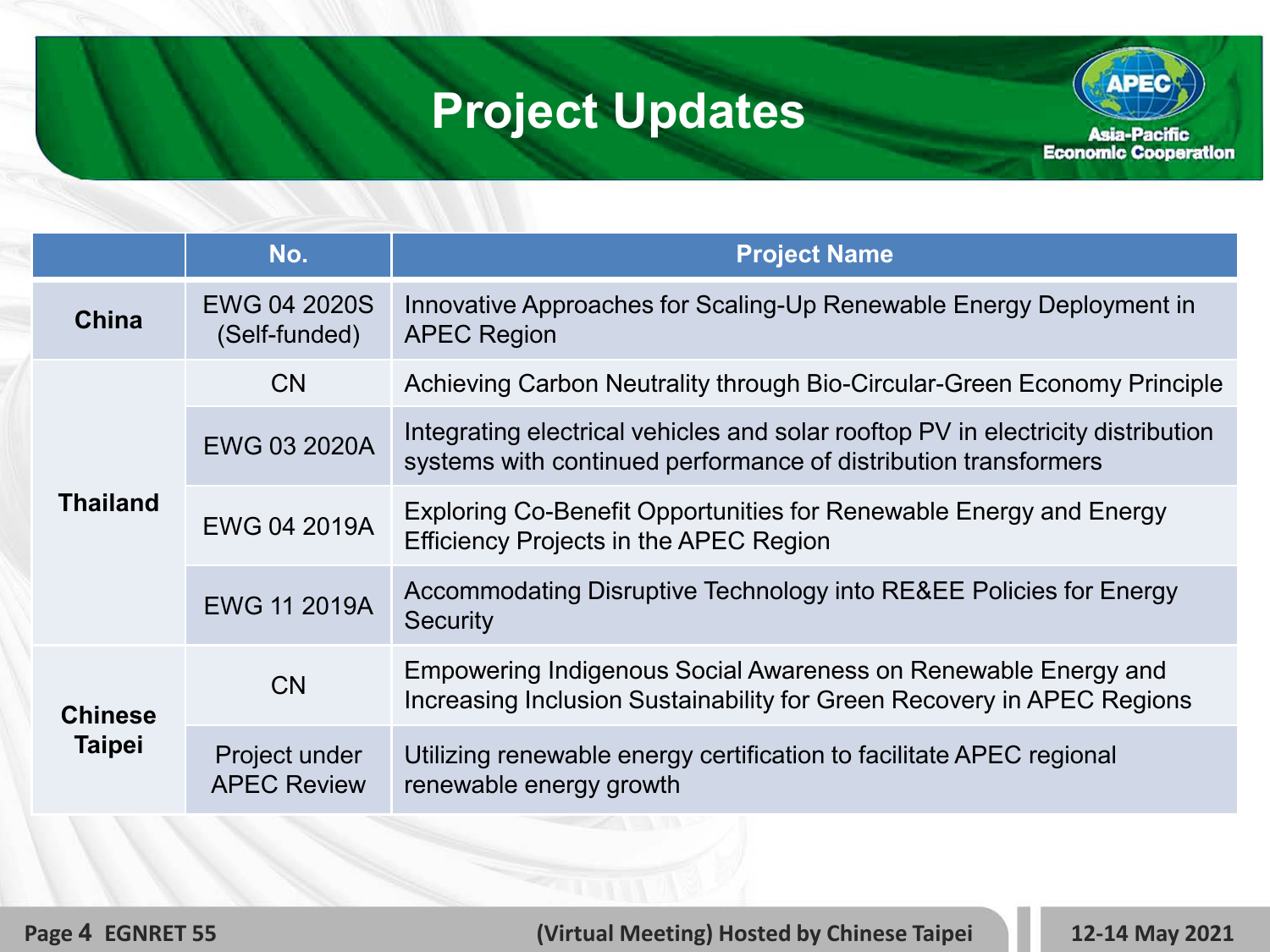# Project Updates

| | No. | Project Name |
|---|---|---|
| **China** | EWG 04 2020S (Self-funded) | Innovative Approaches for Scaling-Up Renewable Energy Deployment in APEC Region |
| **Thailand** | CN | Achieving Carbon Neutrality through Bio-Circular-Green Economy Principle |
| | EWG 03 2020A | Integrating electrical vehicles and solar rooftop PV in electricity distribution systems with continued performance of distribution transformers |
| | EWG 04 2019A | Exploring Co-Benefit Opportunities for Renewable Energy and Energy Efficiency Projects in the APEC Region |
| | EWG 11 2019A | Accommodating Disruptive Technology into RE&EE Policies for Energy Security |
| **Chinese Taipei** | CN | Empowering Indigenous Social Awareness on Renewable Energy and Increasing Inclusion Sustainability for Green Recovery in APEC Regions |
| | Project under APEC Review | Utilizing renewable energy certification to facilitate APEC regional renewable energy growth |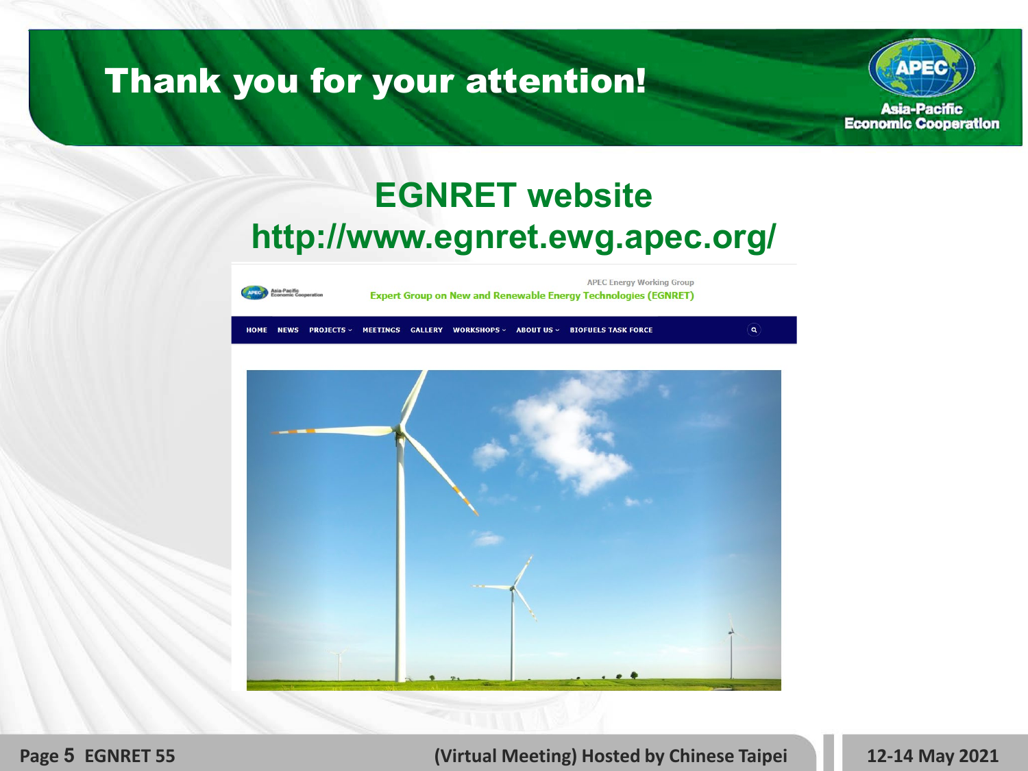# Thank you for your attention!

## EGNRET website

## http://www.egnret.ewg.apec.org/